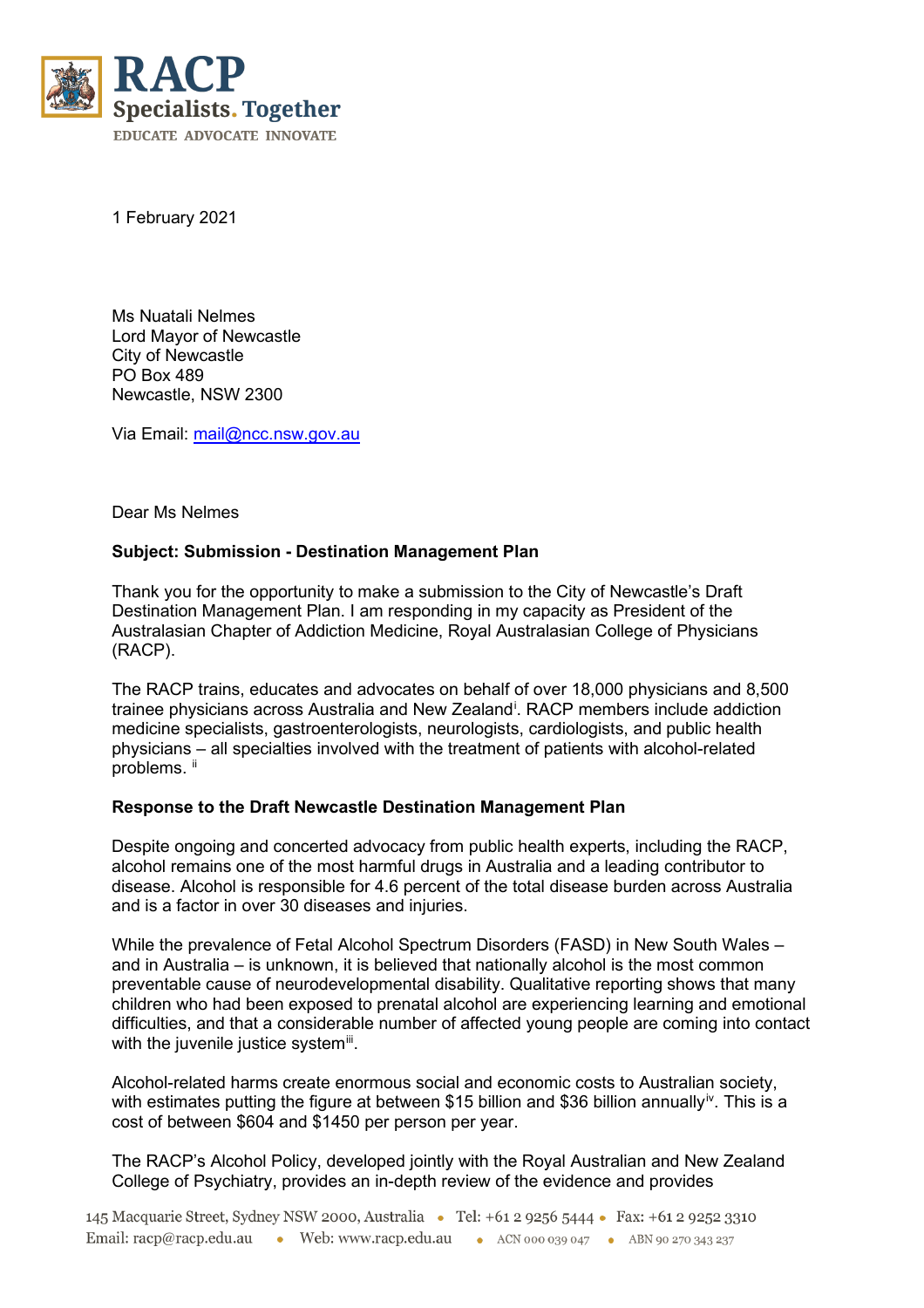RACP
Specialists. Together
EDUCATE ADVOCATE INNOVATE

1 February 2021

Ms Nuatali Nelmes
Lord Mayor of Newcastle
City of Newcastle
PO Box 489
Newcastle, NSW 2300

Via Email: mail@ncc.nsw.gov.au

Dear Ms Nelmes

**Subject: Submission - Destination Management Plan**

Thank you for the opportunity to make a submission to the City of Newcastle's Draft Destination Management Plan. I am responding in my capacity as President of the Australasian Chapter of Addiction Medicine, Royal Australasian College of Physicians (RACP).

The RACP trains, educates and advocates on behalf of over 18,000 physicians and 8,500 trainee physicians across Australia and New Zealand[i]. RACP members include addiction medicine specialists, gastroenterologists, neurologists, cardiologists, and public health physicians – all specialties involved with the treatment of patients with alcohol-related problems. [ii]

**Response to the Draft Newcastle Destination Management Plan**

Despite ongoing and concerted advocacy from public health experts, including the RACP, alcohol remains one of the most harmful drugs in Australia and a leading contributor to disease. Alcohol is responsible for 4.6 percent of the total disease burden across Australia and is a factor in over 30 diseases and injuries.

While the prevalence of Fetal Alcohol Spectrum Disorders (FASD) in New South Wales – and in Australia – is unknown, it is believed that nationally alcohol is the most common preventable cause of neurodevelopmental disability. Qualitative reporting shows that many children who had been exposed to prenatal alcohol are experiencing learning and emotional difficulties, and that a considerable number of affected young people are coming into contact with the juvenile justice system[iii].

Alcohol-related harms create enormous social and economic costs to Australian society, with estimates putting the figure at between $15 billion and $36 billion annually[iv]. This is a cost of between $604 and $1450 per person per year.

The RACP's Alcohol Policy, developed jointly with the Royal Australian and New Zealand College of Psychiatry, provides an in-depth review of the evidence and provides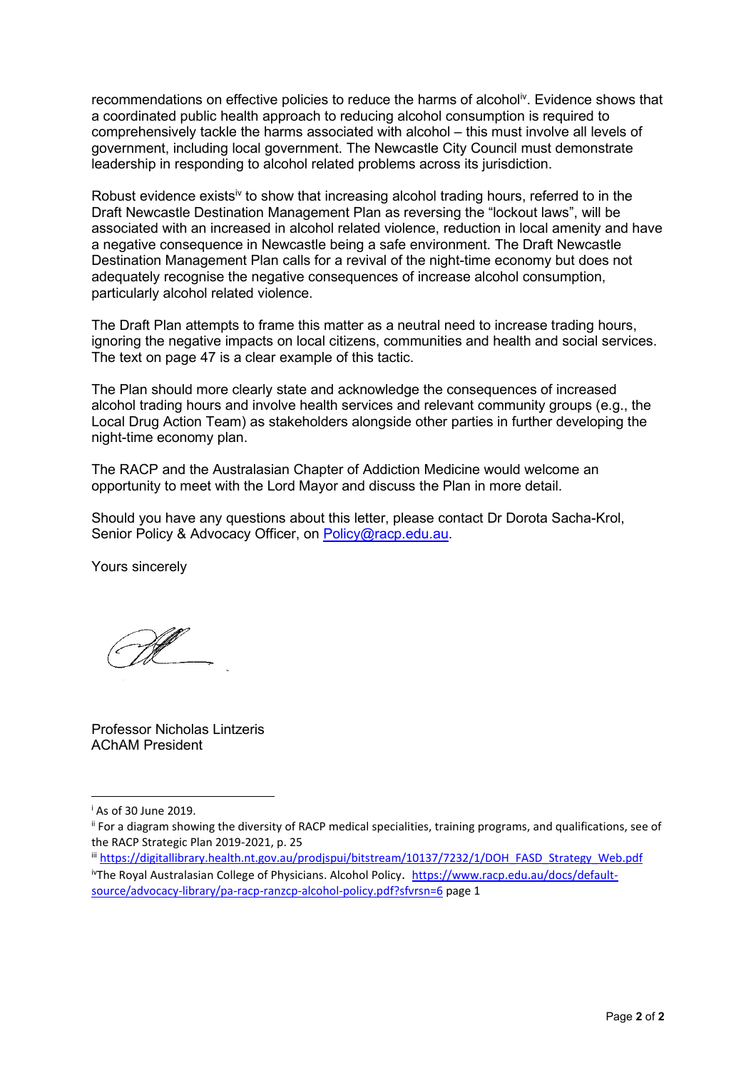recommendations on effective policies to reduce the harms of alcohol[iv]. Evidence shows that a coordinated public health approach to reducing alcohol consumption is required to comprehensively tackle the harms associated with alcohol – this must involve all levels of government, including local government. The Newcastle City Council must demonstrate leadership in responding to alcohol related problems across its jurisdiction.

Robust evidence exists[iv] to show that increasing alcohol trading hours, referred to in the Draft Newcastle Destination Management Plan as reversing the "lockout laws", will be associated with an increased in alcohol related violence, reduction in local amenity and have a negative consequence in Newcastle being a safe environment. The Draft Newcastle Destination Management Plan calls for a revival of the night-time economy but does not adequately recognise the negative consequences of increase alcohol consumption, particularly alcohol related violence.

The Draft Plan attempts to frame this matter as a neutral need to increase trading hours, ignoring the negative impacts on local citizens, communities and health and social services. The text on page 47 is a clear example of this tactic.

The Plan should more clearly state and acknowledge the consequences of increased alcohol trading hours and involve health services and relevant community groups (e.g., the Local Drug Action Team) as stakeholders alongside other parties in further developing the night-time economy plan.

The RACP and the Australasian Chapter of Addiction Medicine would welcome an opportunity to meet with the Lord Mayor and discuss the Plan in more detail.

Should you have any questions about this letter, please contact Dr Dorota Sacha-Krol, Senior Policy & Advocacy Officer, on Policy@racp.edu.au.

Yours sincerely

Professor Nicholas Lintzeris
AChAM President

---

[i] As of 30 June 2019.

[ii] For a diagram showing the diversity of RACP medical specialities, training programs, and qualifications, see of the RACP Strategic Plan 2019-2021, p. 25

[iii] https://digitallibrary.health.nt.gov.au/prodjspui/bitstream/10137/7232/1/DOH_FASD_Strategy_Web.pdf

[iv] The Royal Australasian College of Physicians. Alcohol Policy. https://www.racp.edu.au/docs/default-source/advocacy-library/pa-racp-ranzcp-alcohol-policy.pdf?sfvrsn=6 page 1